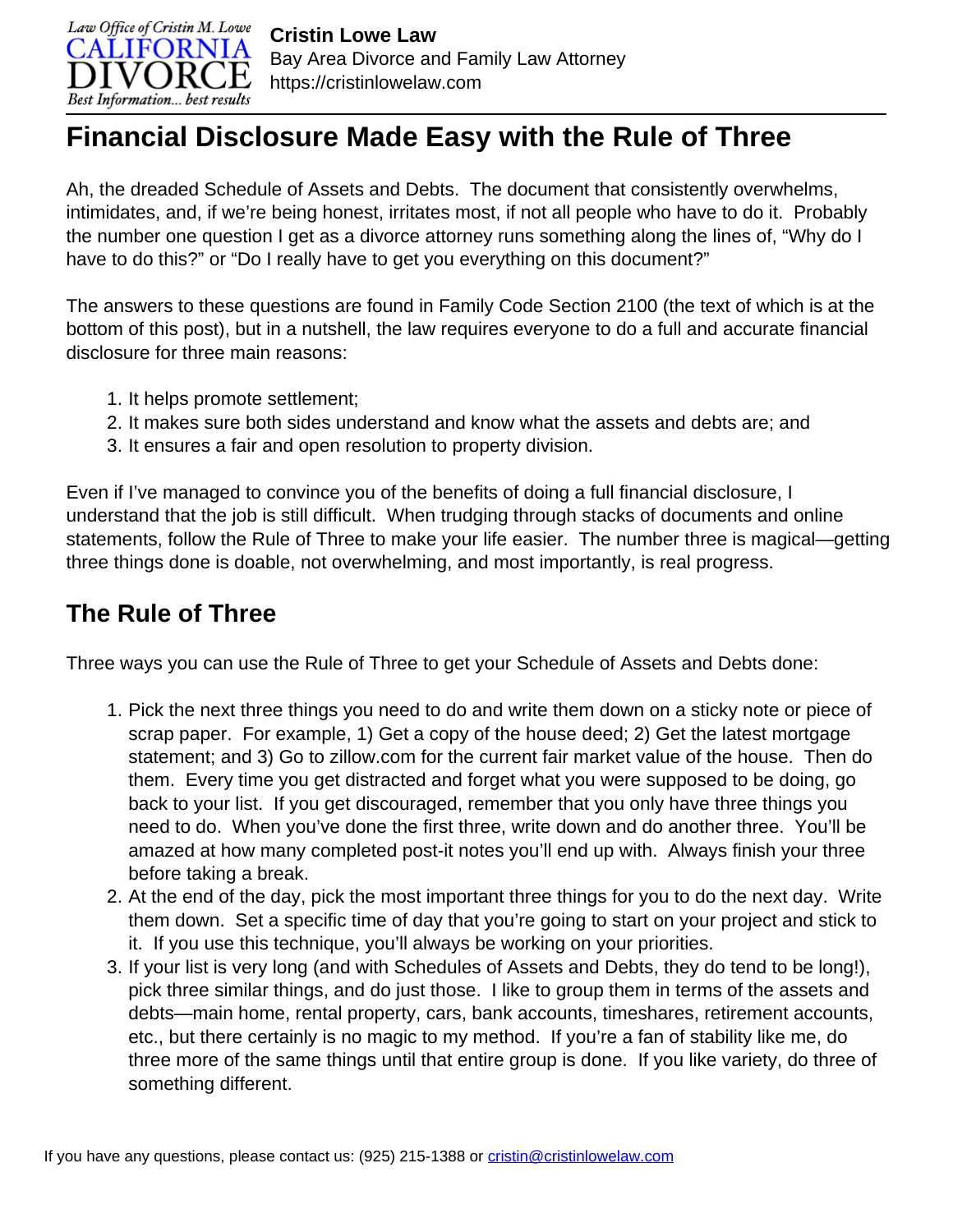# Financial Disclosure Made Easy with the Rule of Three

Ah, the dreaded Schedule of Assets and Debts. The document that consistently overwhelms, intimidates, and, if we're being honest, irritates most, if not all people who have to do it. Probably the number one question I get as a divorce attorney runs something along the lines of, "Why do I have to do this?" or "Do I really have to get you everything on this document?"

The answers to these questions are found in Family Code Section 2100 (the text of which is at the bottom of this post), but in a nutshell, the law requires everyone to do a full and accurate financial disclosure for three main reasons:

1. It helps promote settlement;
2. It makes sure both sides understand and know what the assets and debts are; and
3. It ensures a fair and open resolution to property division.

Even if I've managed to convince you of the benefits of doing a full financial disclosure, I understand that the job is still difficult. When trudging through stacks of documents and online statements, follow the Rule of Three to make your life easier. The number three is magical—getting three things done is doable, not overwhelming, and most importantly, is real progress.

## The Rule of Three

Three ways you can use the Rule of Three to get your Schedule of Assets and Debts done:

1. Pick the next three things you need to do and write them down on a sticky note or piece of scrap paper. For example, 1) Get a copy of the house deed; 2) Get the latest mortgage statement; and 3) Go to zillow.com for the current fair market value of the house. Then do them. Every time you get distracted and forget what you were supposed to be doing, go back to your list. If you get discouraged, remember that you only have three things you need to do. When you've done the first three, write down and do another three. You'll be amazed at how many completed post-it notes you'll end up with. Always finish your three before taking a break.
2. At the end of the day, pick the most important three things for you to do the next day. Write them down. Set a specific time of day that you're going to start on your project and stick to it. If you use this technique, you'll always be working on your priorities.
3. If your list is very long (and with Schedules of Assets and Debts, they do tend to be long!), pick three similar things, and do just those. I like to group them in terms of the assets and debts—main home, rental property, cars, bank accounts, timeshares, retirement accounts, etc., but there certainly is no magic to my method. If you're a fan of stability like me, do three more of the same things until that entire group is done. If you like variety, do three of something different.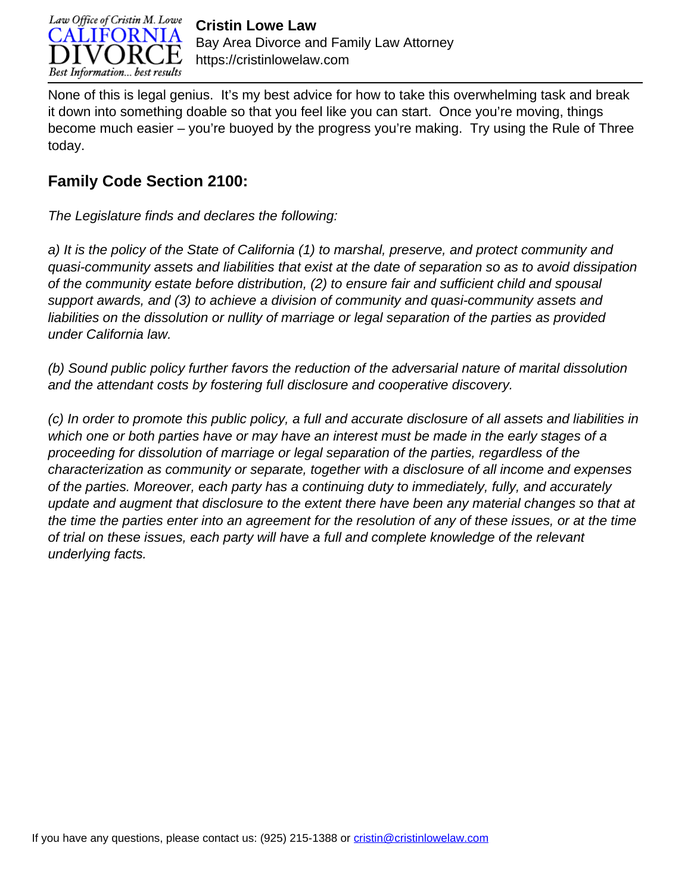None of this is legal genius. It's my best advice for how to take this overwhelming task and break it down into something doable so that you feel like you can start. Once you're moving, things become much easier – you're buoyed by the progress you're making. Try using the Rule of Three today.

## Family Code Section 2100:

*The Legislature finds and declares the following:*

*a) It is the policy of the State of California (1) to marshal, preserve, and protect community and quasi-community assets and liabilities that exist at the date of separation so as to avoid dissipation of the community estate before distribution, (2) to ensure fair and sufficient child and spousal support awards, and (3) to achieve a division of community and quasi-community assets and liabilities on the dissolution or nullity of marriage or legal separation of the parties as provided under California law.*

*(b) Sound public policy further favors the reduction of the adversarial nature of marital dissolution and the attendant costs by fostering full disclosure and cooperative discovery.*

*(c) In order to promote this public policy, a full and accurate disclosure of all assets and liabilities in which one or both parties have or may have an interest must be made in the early stages of a proceeding for dissolution of marriage or legal separation of the parties, regardless of the characterization as community or separate, together with a disclosure of all income and expenses of the parties. Moreover, each party has a continuing duty to immediately, fully, and accurately update and augment that disclosure to the extent there have been any material changes so that at the time the parties enter into an agreement for the resolution of any of these issues, or at the time of trial on these issues, each party will have a full and complete knowledge of the relevant underlying facts.*